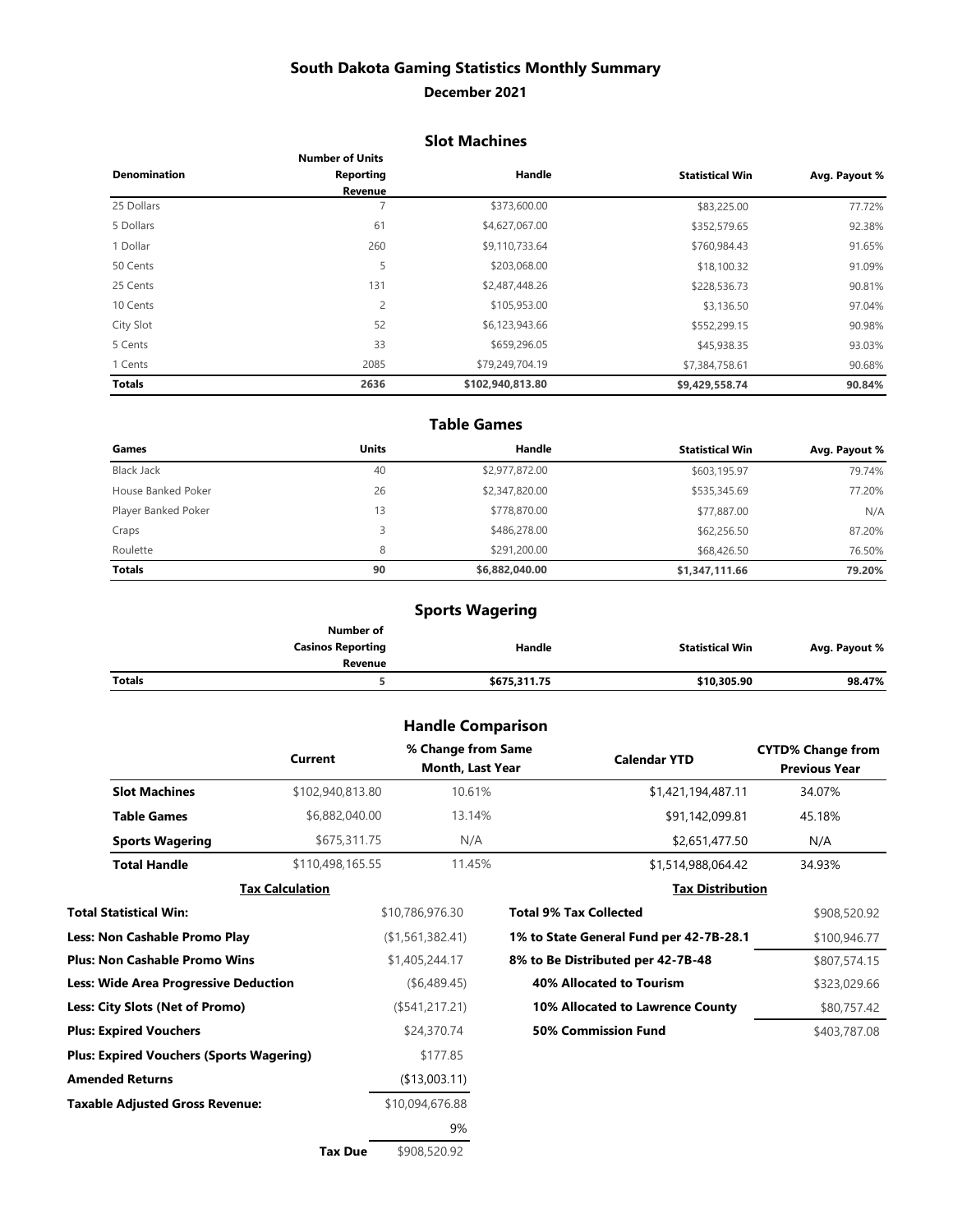# South Dakota Gaming Statistics Monthly Summary

## December 2021

### Slot Machines

| Denomination | Number of Units Reporting Revenue | Handle | Statistical Win | Avg. Payout % |
|---|---|---|---|---|
| 25 Dollars | 7 | $373,600.00 | $83,225.00 | 77.72% |
| 5 Dollars | 61 | $4,627,067.00 | $352,579.65 | 92.38% |
| 1 Dollar | 260 | $9,110,733.64 | $760,984.43 | 91.65% |
| 50 Cents | 5 | $203,068.00 | $18,100.32 | 91.09% |
| 25 Cents | 131 | $2,487,448.26 | $228,536.73 | 90.81% |
| 10 Cents | 2 | $105,953.00 | $3,136.50 | 97.04% |
| City Slot | 52 | $6,123,943.66 | $552,299.15 | 90.98% |
| 5 Cents | 33 | $659,296.05 | $45,938.35 | 93.03% |
| 1 Cents | 2085 | $79,249,704.19 | $7,384,758.61 | 90.68% |
| **Totals** | **2636** | **$102,940,813.80** | **$9,429,558.74** | **90.84%** |

### Table Games

| Games | Units | Handle | Statistical Win | Avg. Payout % |
|---|---|---|---|---|
| Black Jack | 40 | $2,977,872.00 | $603,195.97 | 79.74% |
| House Banked Poker | 26 | $2,347,820.00 | $535,345.69 | 77.20% |
| Player Banked Poker | 13 | $778,870.00 | $77,887.00 | N/A |
| Craps | 3 | $486,278.00 | $62,256.50 | 87.20% |
| Roulette | 8 | $291,200.00 | $68,426.50 | 76.50% |
| **Totals** | **90** | **$6,882,040.00** | **$1,347,111.66** | **79.20%** |

### Sports Wagering

| | Number of Casinos Reporting Revenue | Handle | Statistical Win | Avg. Payout % |
|---|---|---|---|---|
| **Totals** | **5** | **$675,311.75** | **$10,305.90** | **98.47%** |

### Handle Comparison

| | Current | % Change from Same Month, Last Year | Calendar YTD | CYTD% Change from Previous Year |
|---|---|---|---|---|
| **Slot Machines** | $102,940,813.80 | 10.61% | $1,421,194,487.11 | 34.07% |
| **Table Games** | $6,882,040.00 | 13.14% | $91,142,099.81 | 45.18% |
| **Sports Wagering** | $675,311.75 | N/A | $2,651,477.50 | N/A |
| **Total Handle** | $110,498,165.55 | 11.45% | $1,514,988,064.42 | 34.93% |

### Tax Calculation

| | |
|---|---|
| **Total Statistical Win:** | $10,786,976.30 |
| **Less: Non Cashable Promo Play** | ($1,561,382.41) |
| **Plus: Non Cashable Promo Wins** | $1,405,244.17 |
| **Less: Wide Area Progressive Deduction** | ($6,489.45) |
| **Less: City Slots (Net of Promo)** | ($541,217.21) |
| **Plus: Expired Vouchers** | $24,370.74 |
| **Plus: Expired Vouchers (Sports Wagering)** | $177.85 |
| **Amended Returns** | ($13,003.11) |
| **Taxable Adjusted Gross Revenue:** | $10,094,676.88 |
| | 9% |
| **Tax Due** | $908,520.92 |

### Tax Distribution

| | |
|---|---|
| **Total 9% Tax Collected** | $908,520.92 |
| **1% to State General Fund per 42-7B-28.1** | $100,946.77 |
| **8% to Be Distributed per 42-7B-48** | $807,574.15 |
| **40% Allocated to Tourism** | $323,029.66 |
| **10% Allocated to Lawrence County** | $80,757.42 |
| **50% Commission Fund** | $403,787.08 |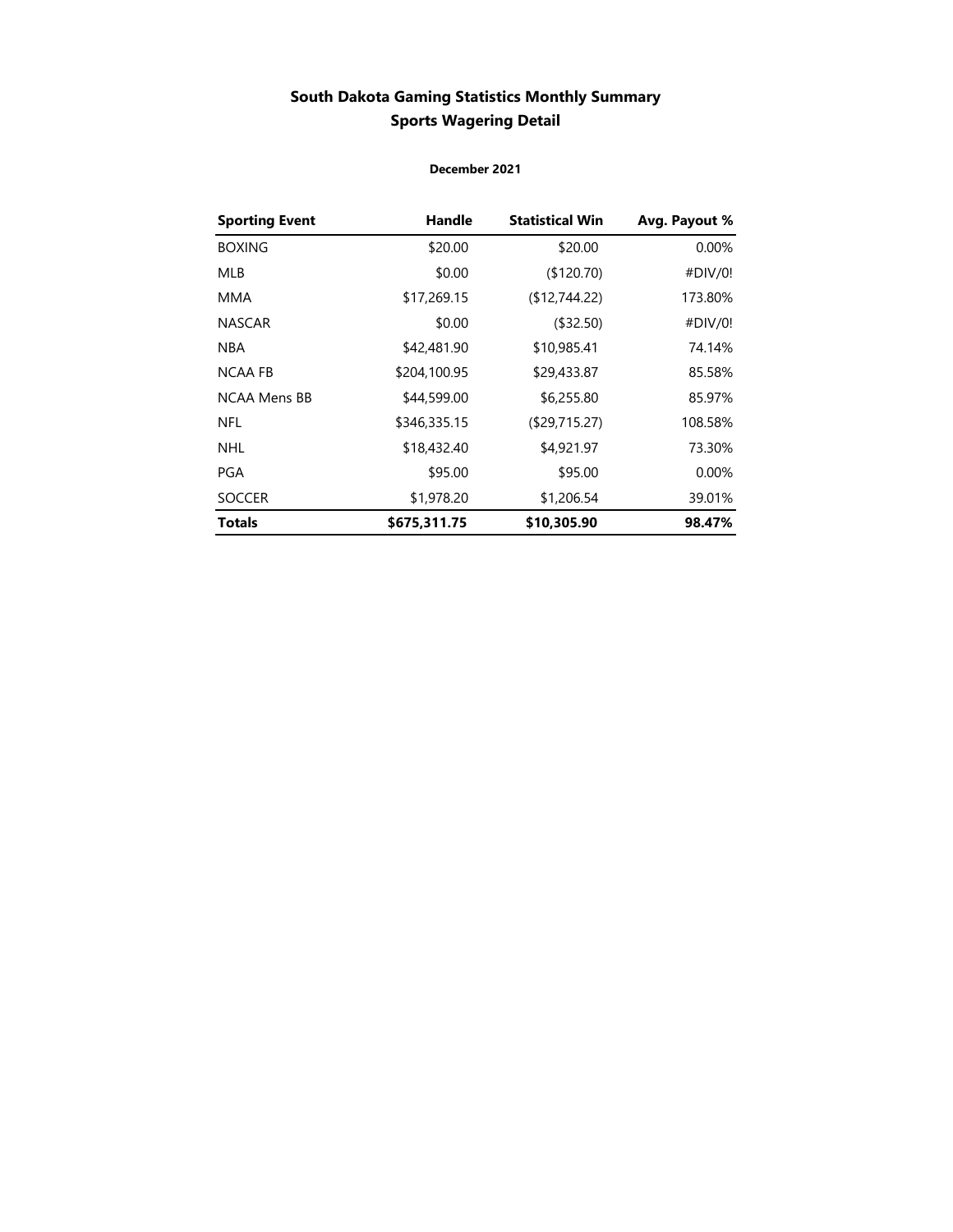# South Dakota Gaming Statistics Monthly Summary
## Sports Wagering Detail

**December 2021**

| Sporting Event | Handle | Statistical Win | Avg. Payout % |
|---|---|---|---|
| BOXING | $20.00 | $20.00 | 0.00% |
| MLB | $0.00 | ($120.70) | #DIV/0! |
| MMA | $17,269.15 | ($12,744.22) | 173.80% |
| NASCAR | $0.00 | ($32.50) | #DIV/0! |
| NBA | $42,481.90 | $10,985.41 | 74.14% |
| NCAA FB | $204,100.95 | $29,433.87 | 85.58% |
| NCAA Mens BB | $44,599.00 | $6,255.80 | 85.97% |
| NFL | $346,335.15 | ($29,715.27) | 108.58% |
| NHL | $18,432.40 | $4,921.97 | 73.30% |
| PGA | $95.00 | $95.00 | 0.00% |
| SOCCER | $1,978.20 | $1,206.54 | 39.01% |
| **Totals** | **$675,311.75** | **$10,305.90** | **98.47%** |